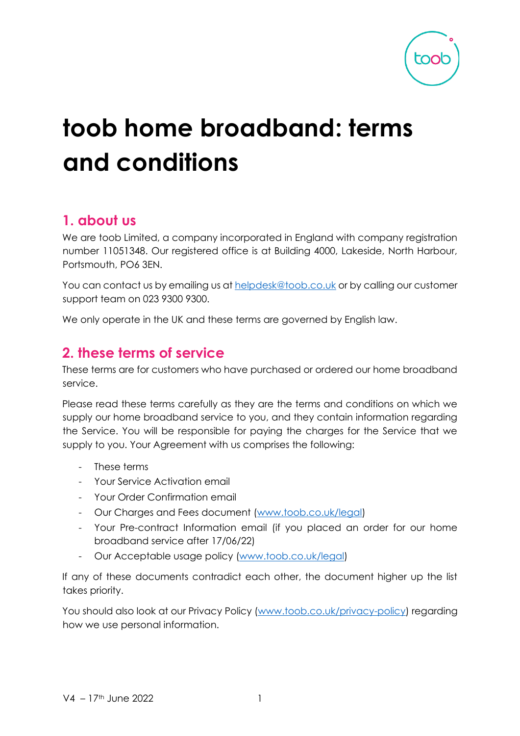# toob home broadband: terms and conditions

## 1. about us

We are toob Limited, a company incorporated in England with company registration number 11051348. Our registered office is at Building 4000, Lakeside, North Harbour, Portsmouth, PO6 3EN.

You can contact us by emailing us at [helpdesk@toob.co.uk](mailto:helpdesk@toob.co.uk) or by calling our customer support team on 023 9300 9300.

We only operate in the UK and these terms are governed by English law.

## 2. these terms of service

These terms are for customers who have purchased or ordered our home broadband service.

Please read these terms carefully as they are the terms and conditions on which we supply our home broadband service to you, and they contain information regarding the Service. You will be responsible for paying the charges for the Service that we supply to you. Your Agreement with us comprises the following:

- These terms
- Your Service Activation email
- Your Order Confirmation email
- Our Charges and Fees document ([www.toob.co.uk/legal](http://www.toob.co.uk/legal))
- Your Pre-contract Information email (if you placed an order for our home broadband service after 17/06/22)
- Our Acceptable usage policy ([www.toob.co.uk/legal](http://www.toob.co.uk/legal))

If any of these documents contradict each other, the document higher up the list takes priority.

You should also look at our Privacy Policy ([www.toob.co.uk/privacy-policy](http://www.toob.co.uk/privacy-policy)) regarding how we use personal information.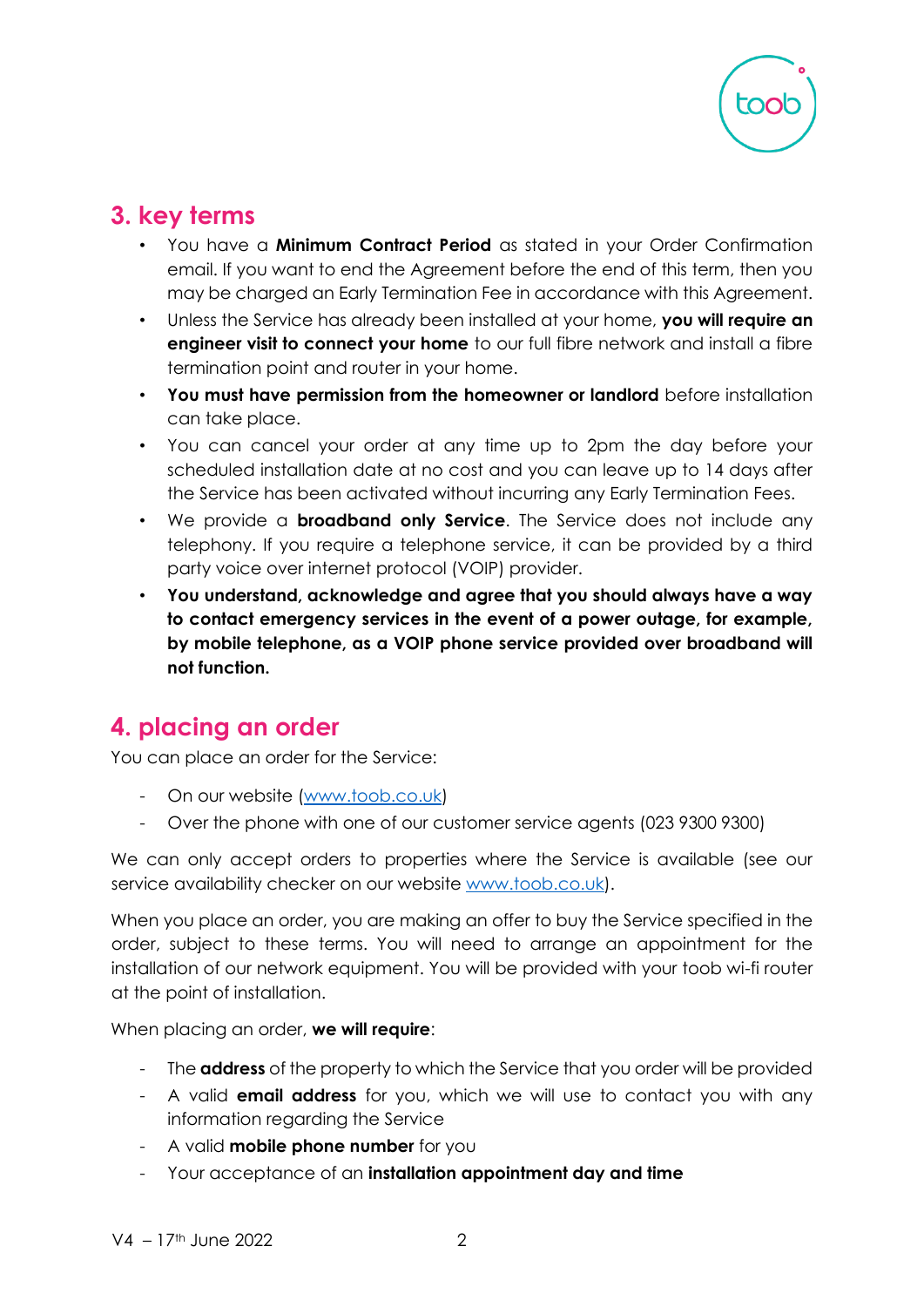## 3. key terms

- You have a **Minimum Contract Period** as stated in your Order Confirmation email. If you want to end the Agreement before the end of this term, then you may be charged an Early Termination Fee in accordance with this Agreement.
- Unless the Service has already been installed at your home, **you will require an engineer visit to connect your home** to our full fibre network and install a fibre termination point and router in your home.
- **You must have permission from the homeowner or landlord** before installation can take place.
- You can cancel your order at any time up to 2pm the day before your scheduled installation date at no cost and you can leave up to 14 days after the Service has been activated without incurring any Early Termination Fees.
- We provide a **broadband only Service**. The Service does not include any telephony. If you require a telephone service, it can be provided by a third party voice over internet protocol (VOIP) provider.
- **You understand, acknowledge and agree that you should always have a way to contact emergency services in the event of a power outage, for example, by mobile telephone, as a VOIP phone service provided over broadband will not function.**

## 4. placing an order

You can place an order for the Service:

- On our website (www.toob.co.uk)
- Over the phone with one of our customer service agents (023 9300 9300)

We can only accept orders to properties where the Service is available (see our service availability checker on our website www.toob.co.uk).

When you place an order, you are making an offer to buy the Service specified in the order, subject to these terms. You will need to arrange an appointment for the installation of our network equipment. You will be provided with your toob wi-fi router at the point of installation.

When placing an order, **we will require**:

- The **address** of the property to which the Service that you order will be provided
- A valid **email address** for you, which we will use to contact you with any information regarding the Service
- A valid **mobile phone number** for you
- Your acceptance of an **installation appointment day and time**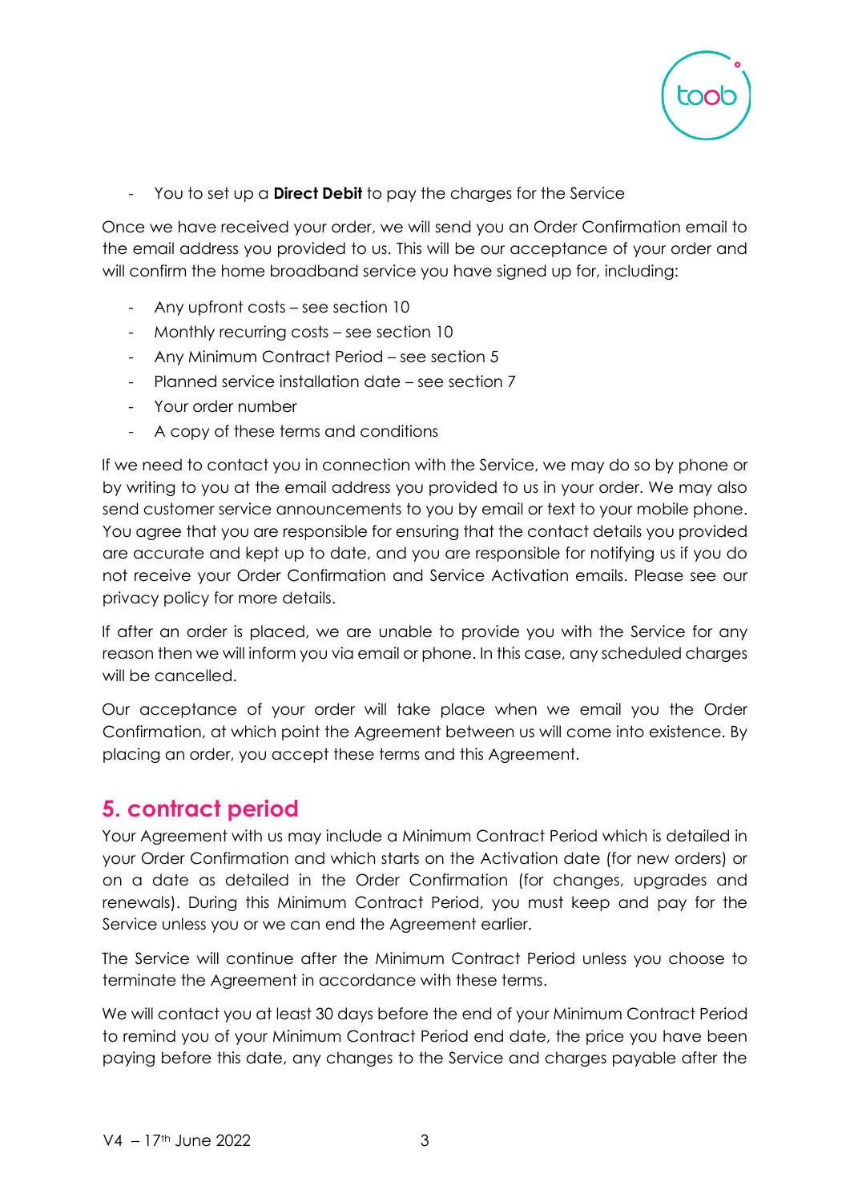- You to set up a **Direct Debit** to pay the charges for the Service

Once we have received your order, we will send you an Order Confirmation email to the email address you provided to us. This will be our acceptance of your order and will confirm the home broadband service you have signed up for, including:

- Any upfront costs – see section 10
- Monthly recurring costs – see section 10
- Any Minimum Contract Period – see section 5
- Planned service installation date – see section 7
- Your order number
- A copy of these terms and conditions

If we need to contact you in connection with the Service, we may do so by phone or by writing to you at the email address you provided to us in your order. We may also send customer service announcements to you by email or text to your mobile phone. You agree that you are responsible for ensuring that the contact details you provided are accurate and kept up to date, and you are responsible for notifying us if you do not receive your Order Confirmation and Service Activation emails. Please see our privacy policy for more details.

If after an order is placed, we are unable to provide you with the Service for any reason then we will inform you via email or phone. In this case, any scheduled charges will be cancelled.

Our acceptance of your order will take place when we email you the Order Confirmation, at which point the Agreement between us will come into existence. By placing an order, you accept these terms and this Agreement.

## 5. contract period

Your Agreement with us may include a Minimum Contract Period which is detailed in your Order Confirmation and which starts on the Activation date (for new orders) or on a date as detailed in the Order Confirmation (for changes, upgrades and renewals). During this Minimum Contract Period, you must keep and pay for the Service unless you or we can end the Agreement earlier.

The Service will continue after the Minimum Contract Period unless you choose to terminate the Agreement in accordance with these terms.

We will contact you at least 30 days before the end of your Minimum Contract Period to remind you of your Minimum Contract Period end date, the price you have been paying before this date, any changes to the Service and charges payable after the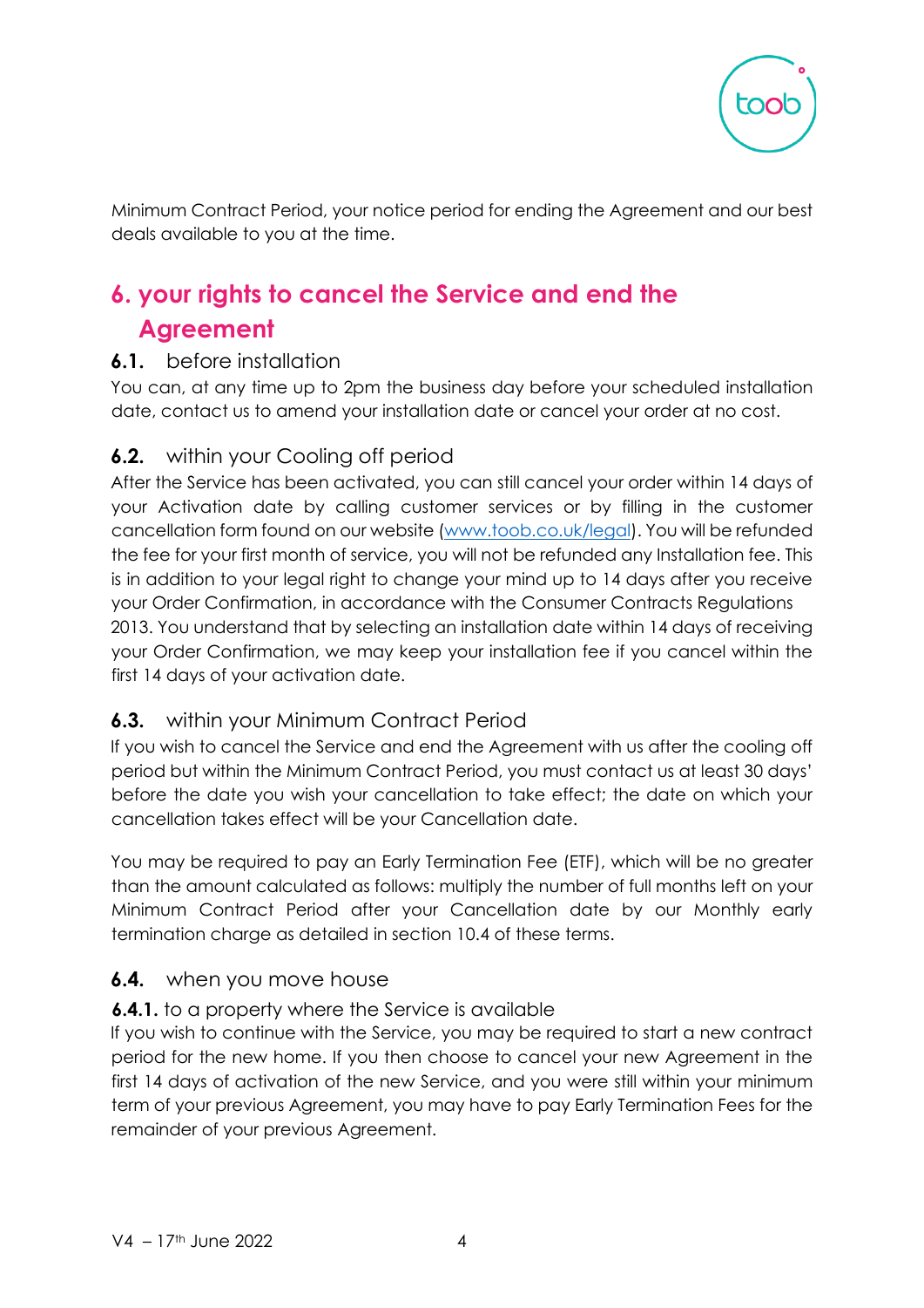Minimum Contract Period, your notice period for ending the Agreement and our best deals available to you at the time.

# 6. your rights to cancel the Service and end the Agreement

## 6.1. before installation

You can, at any time up to 2pm the business day before your scheduled installation date, contact us to amend your installation date or cancel your order at no cost.

## 6.2. within your Cooling off period

After the Service has been activated, you can still cancel your order within 14 days of your Activation date by calling customer services or by filling in the customer cancellation form found on our website ([www.toob.co.uk/legal](www.toob.co.uk/legal)). You will be refunded the fee for your first month of service, you will not be refunded any Installation fee. This is in addition to your legal right to change your mind up to 14 days after you receive your Order Confirmation, in accordance with the Consumer Contracts Regulations 2013. You understand that by selecting an installation date within 14 days of receiving your Order Confirmation, we may keep your installation fee if you cancel within the first 14 days of your activation date.

## 6.3. within your Minimum Contract Period

If you wish to cancel the Service and end the Agreement with us after the cooling off period but within the Minimum Contract Period, you must contact us at least 30 days' before the date you wish your cancellation to take effect; the date on which your cancellation takes effect will be your Cancellation date.

You may be required to pay an Early Termination Fee (ETF), which will be no greater than the amount calculated as follows: multiply the number of full months left on your Minimum Contract Period after your Cancellation date by our Monthly early termination charge as detailed in section 10.4 of these terms.

## 6.4. when you move house

### 6.4.1. to a property where the Service is available

If you wish to continue with the Service, you may be required to start a new contract period for the new home. If you then choose to cancel your new Agreement in the first 14 days of activation of the new Service, and you were still within your minimum term of your previous Agreement, you may have to pay Early Termination Fees for the remainder of your previous Agreement.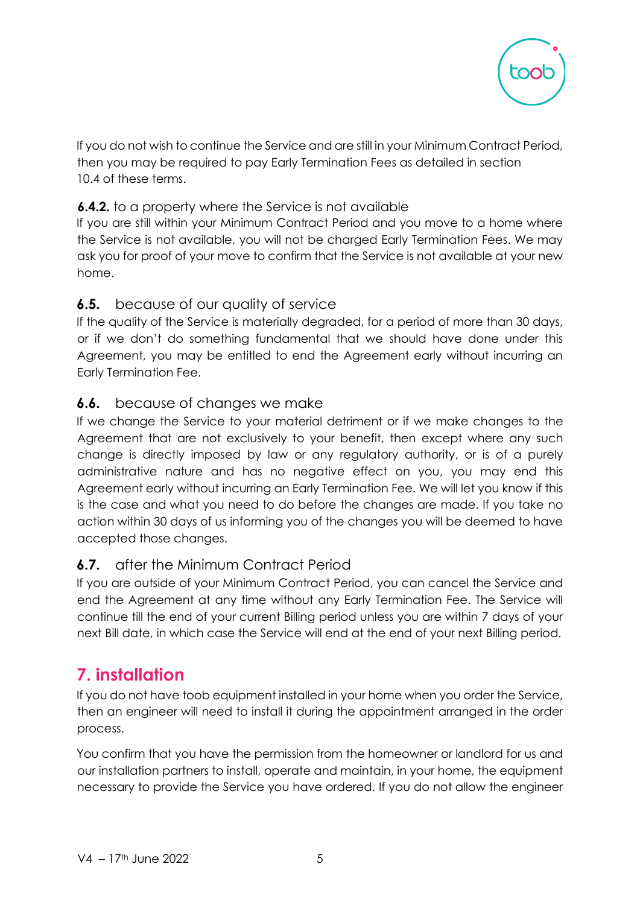If you do not wish to continue the Service and are still in your Minimum Contract Period, then you may be required to pay Early Termination Fees as detailed in section 10.4 of these terms.

**6.4.2.** to a property where the Service is not available

If you are still within your Minimum Contract Period and you move to a home where the Service is not available, you will not be charged Early Termination Fees. We may ask you for proof of your move to confirm that the Service is not available at your new home.

### 6.5. because of our quality of service

If the quality of the Service is materially degraded, for a period of more than 30 days, or if we don't do something fundamental that we should have done under this Agreement, you may be entitled to end the Agreement early without incurring an Early Termination Fee.

### 6.6. because of changes we make

If we change the Service to your material detriment or if we make changes to the Agreement that are not exclusively to your benefit, then except where any such change is directly imposed by law or any regulatory authority, or is of a purely administrative nature and has no negative effect on you, you may end this Agreement early without incurring an Early Termination Fee. We will let you know if this is the case and what you need to do before the changes are made. If you take no action within 30 days of us informing you of the changes you will be deemed to have accepted those changes.

### 6.7. after the Minimum Contract Period

If you are outside of your Minimum Contract Period, you can cancel the Service and end the Agreement at any time without any Early Termination Fee. The Service will continue till the end of your current Billing period unless you are within 7 days of your next Bill date, in which case the Service will end at the end of your next Billing period.

## 7. installation

If you do not have toob equipment installed in your home when you order the Service, then an engineer will need to install it during the appointment arranged in the order process.

You confirm that you have the permission from the homeowner or landlord for us and our installation partners to install, operate and maintain, in your home, the equipment necessary to provide the Service you have ordered. If you do not allow the engineer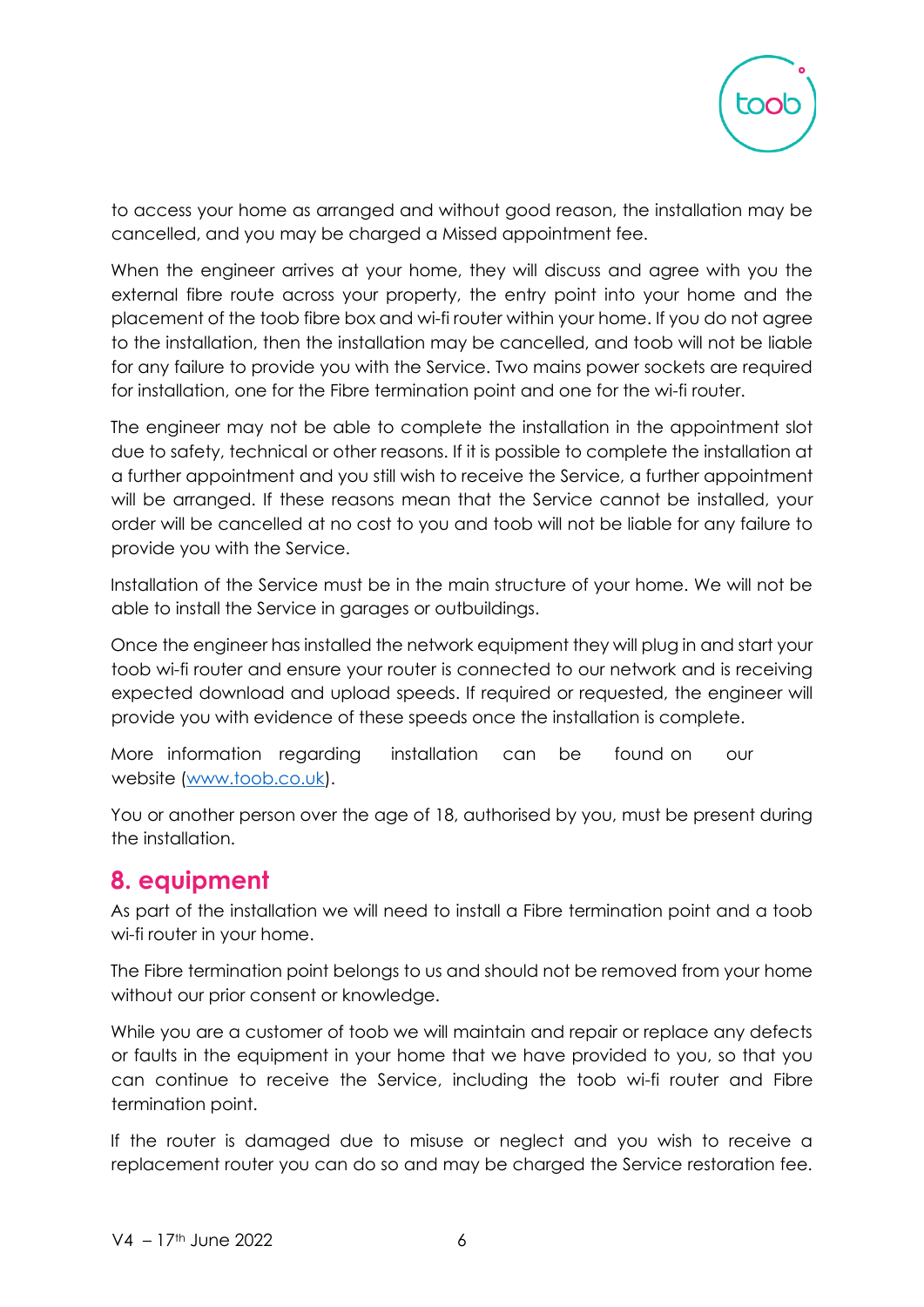to access your home as arranged and without good reason, the installation may be cancelled, and you may be charged a Missed appointment fee.

When the engineer arrives at your home, they will discuss and agree with you the external fibre route across your property, the entry point into your home and the placement of the toob fibre box and wi-fi router within your home. If you do not agree to the installation, then the installation may be cancelled, and toob will not be liable for any failure to provide you with the Service. Two mains power sockets are required for installation, one for the Fibre termination point and one for the wi-fi router.

The engineer may not be able to complete the installation in the appointment slot due to safety, technical or other reasons. If it is possible to complete the installation at a further appointment and you still wish to receive the Service, a further appointment will be arranged. If these reasons mean that the Service cannot be installed, your order will be cancelled at no cost to you and toob will not be liable for any failure to provide you with the Service.

Installation of the Service must be in the main structure of your home. We will not be able to install the Service in garages or outbuildings.

Once the engineer has installed the network equipment they will plug in and start your toob wi-fi router and ensure your router is connected to our network and is receiving expected download and upload speeds. If required or requested, the engineer will provide you with evidence of these speeds once the installation is complete.

More information regarding installation can be found on our website ([www.toob.co.uk](http://www.toob.co.uk)).

You or another person over the age of 18, authorised by you, must be present during the installation.

## 8. equipment

As part of the installation we will need to install a Fibre termination point and a toob wi-fi router in your home.

The Fibre termination point belongs to us and should not be removed from your home without our prior consent or knowledge.

While you are a customer of toob we will maintain and repair or replace any defects or faults in the equipment in your home that we have provided to you, so that you can continue to receive the Service, including the toob wi-fi router and Fibre termination point.

If the router is damaged due to misuse or neglect and you wish to receive a replacement router you can do so and may be charged the Service restoration fee.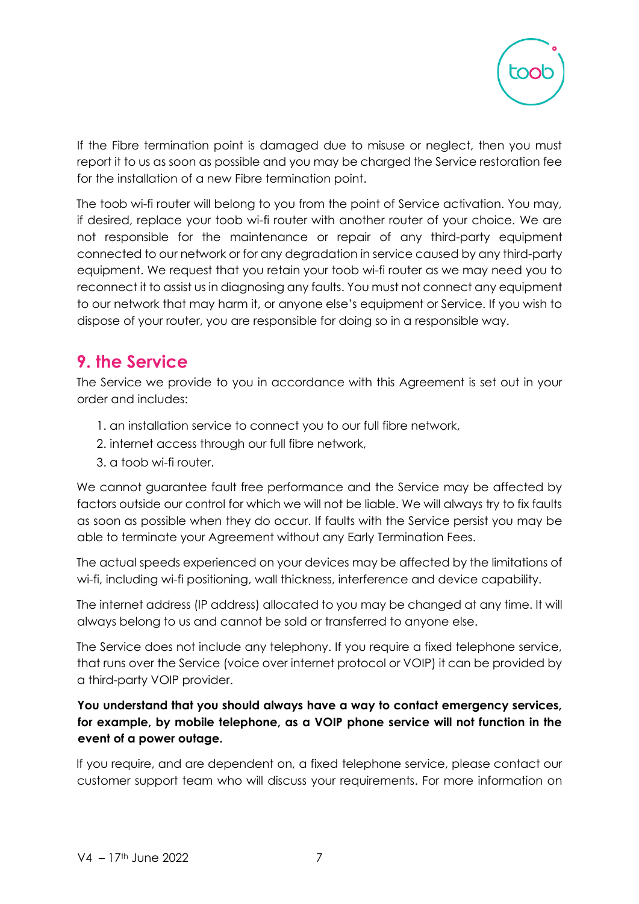If the Fibre termination point is damaged due to misuse or neglect, then you must report it to us as soon as possible and you may be charged the Service restoration fee for the installation of a new Fibre termination point.

The toob wi-fi router will belong to you from the point of Service activation. You may, if desired, replace your toob wi-fi router with another router of your choice. We are not responsible for the maintenance or repair of any third-party equipment connected to our network or for any degradation in service caused by any third-party equipment. We request that you retain your toob wi-fi router as we may need you to reconnect it to assist us in diagnosing any faults. You must not connect any equipment to our network that may harm it, or anyone else's equipment or Service. If you wish to dispose of your router, you are responsible for doing so in a responsible way.

## 9. the Service

The Service we provide to you in accordance with this Agreement is set out in your order and includes:

1. an installation service to connect you to our full fibre network,
2. internet access through our full fibre network,
3. a toob wi-fi router.

We cannot guarantee fault free performance and the Service may be affected by factors outside our control for which we will not be liable. We will always try to fix faults as soon as possible when they do occur. If faults with the Service persist you may be able to terminate your Agreement without any Early Termination Fees.

The actual speeds experienced on your devices may be affected by the limitations of wi-fi, including wi-fi positioning, wall thickness, interference and device capability.

The internet address (IP address) allocated to you may be changed at any time. It will always belong to us and cannot be sold or transferred to anyone else.

The Service does not include any telephony. If you require a fixed telephone service, that runs over the Service (voice over internet protocol or VOIP) it can be provided by a third-party VOIP provider.

**You understand that you should always have a way to contact emergency services, for example, by mobile telephone, as a VOIP phone service will not function in the event of a power outage.**

If you require, and are dependent on, a fixed telephone service, please contact our customer support team who will discuss your requirements. For more information on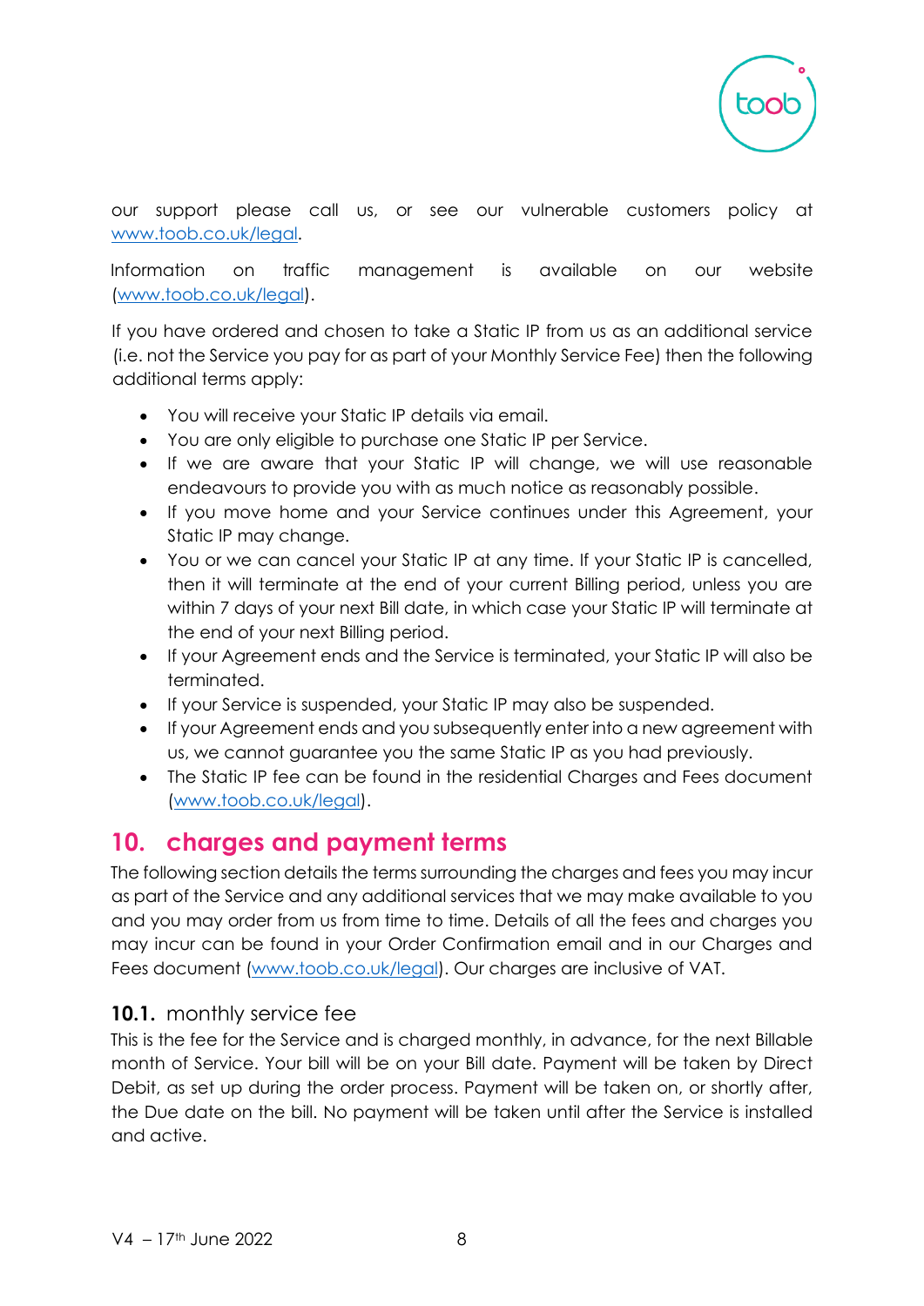our support please call us, or see our vulnerable customers policy at www.toob.co.uk/legal.

Information on traffic management is available on our website (www.toob.co.uk/legal).

If you have ordered and chosen to take a Static IP from us as an additional service (i.e. not the Service you pay for as part of your Monthly Service Fee) then the following additional terms apply:

- You will receive your Static IP details via email.
- You are only eligible to purchase one Static IP per Service.
- If we are aware that your Static IP will change, we will use reasonable endeavours to provide you with as much notice as reasonably possible.
- If you move home and your Service continues under this Agreement, your Static IP may change.
- You or we can cancel your Static IP at any time. If your Static IP is cancelled, then it will terminate at the end of your current Billing period, unless you are within 7 days of your next Bill date, in which case your Static IP will terminate at the end of your next Billing period.
- If your Agreement ends and the Service is terminated, your Static IP will also be terminated.
- If your Service is suspended, your Static IP may also be suspended.
- If your Agreement ends and you subsequently enter into a new agreement with us, we cannot guarantee you the same Static IP as you had previously.
- The Static IP fee can be found in the residential Charges and Fees document (www.toob.co.uk/legal).

## 10. charges and payment terms

The following section details the terms surrounding the charges and fees you may incur as part of the Service and any additional services that we may make available to you and you may order from us from time to time. Details of all the fees and charges you may incur can be found in your Order Confirmation email and in our Charges and Fees document (www.toob.co.uk/legal). Our charges are inclusive of VAT.

### 10.1. monthly service fee

This is the fee for the Service and is charged monthly, in advance, for the next Billable month of Service. Your bill will be on your Bill date. Payment will be taken by Direct Debit, as set up during the order process. Payment will be taken on, or shortly after, the Due date on the bill. No payment will be taken until after the Service is installed and active.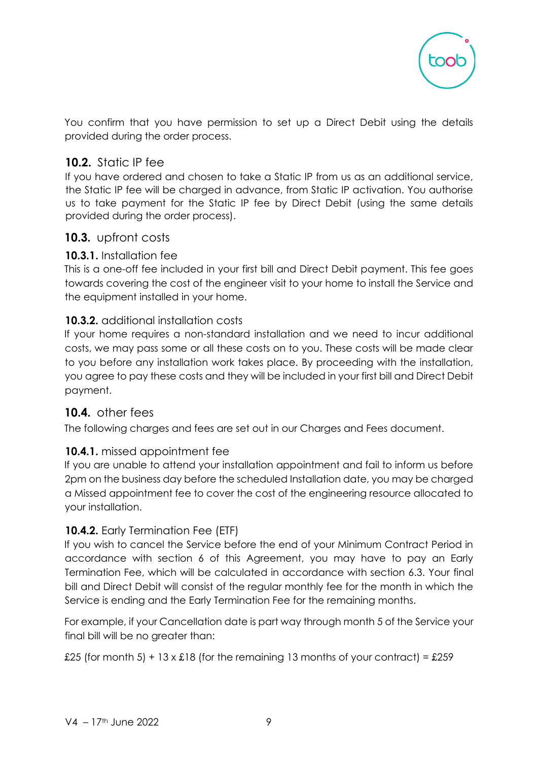You confirm that you have permission to set up a Direct Debit using the details provided during the order process.

## **10.2.** Static IP fee

If you have ordered and chosen to take a Static IP from us as an additional service, the Static IP fee will be charged in advance, from Static IP activation. You authorise us to take payment for the Static IP fee by Direct Debit (using the same details provided during the order process).

## **10.3.** upfront costs

### **10.3.1.** Installation fee

This is a one-off fee included in your first bill and Direct Debit payment. This fee goes towards covering the cost of the engineer visit to your home to install the Service and the equipment installed in your home.

### **10.3.2.** additional installation costs

If your home requires a non-standard installation and we need to incur additional costs, we may pass some or all these costs on to you. These costs will be made clear to you before any installation work takes place. By proceeding with the installation, you agree to pay these costs and they will be included in your first bill and Direct Debit payment.

## **10.4.** other fees

The following charges and fees are set out in our Charges and Fees document.

### **10.4.1.** missed appointment fee

If you are unable to attend your installation appointment and fail to inform us before 2pm on the business day before the scheduled Installation date, you may be charged a Missed appointment fee to cover the cost of the engineering resource allocated to your installation.

### **10.4.2.** Early Termination Fee (ETF)

If you wish to cancel the Service before the end of your Minimum Contract Period in accordance with section 6 of this Agreement, you may have to pay an Early Termination Fee, which will be calculated in accordance with section 6.3. Your final bill and Direct Debit will consist of the regular monthly fee for the month in which the Service is ending and the Early Termination Fee for the remaining months.

For example, if your Cancellation date is part way through month 5 of the Service your final bill will be no greater than:

£25 (for month 5) + 13 x £18 (for the remaining 13 months of your contract) = £259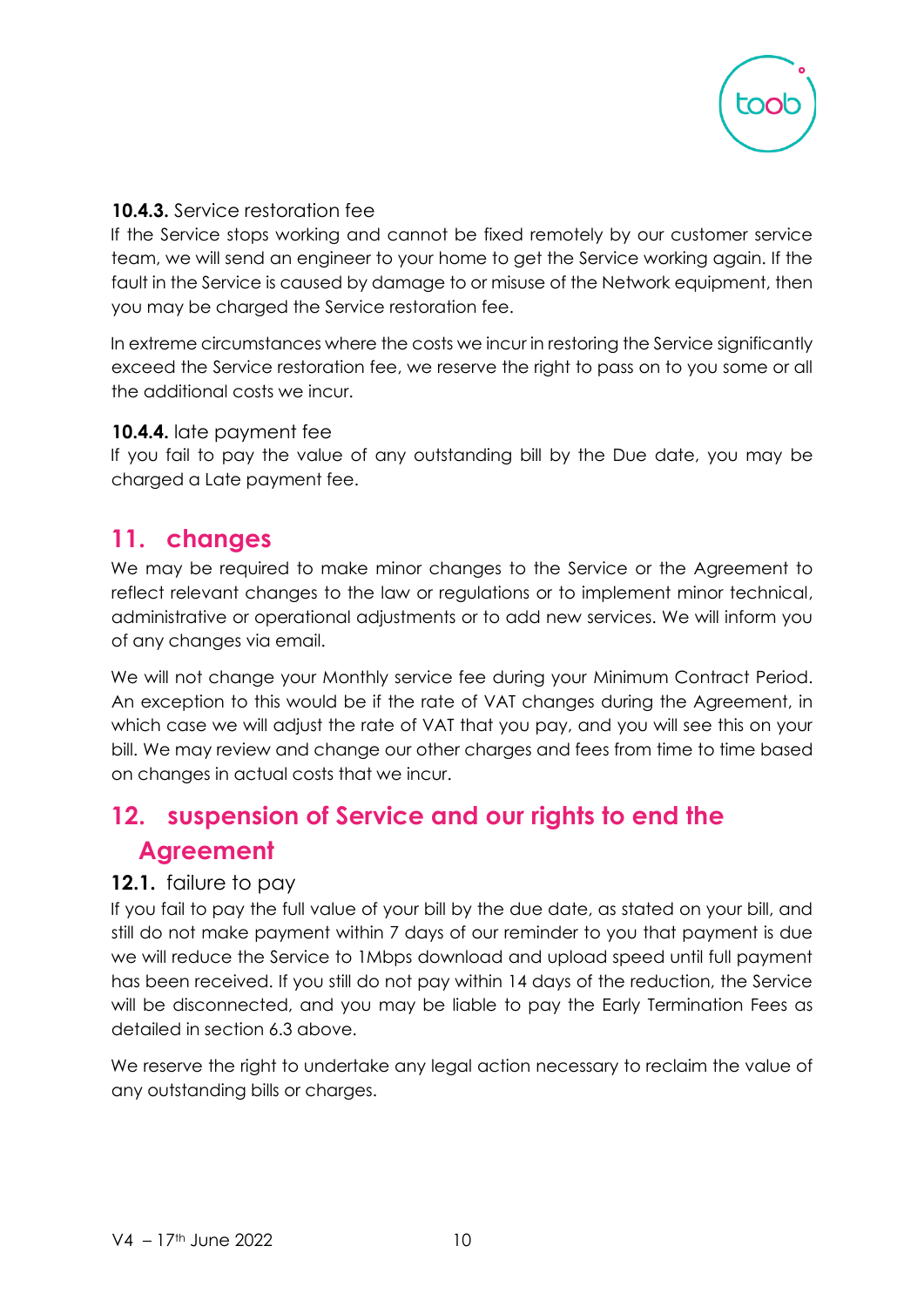**10.4.3.** Service restoration fee

If the Service stops working and cannot be fixed remotely by our customer service team, we will send an engineer to your home to get the Service working again. If the fault in the Service is caused by damage to or misuse of the Network equipment, then you may be charged the Service restoration fee.

In extreme circumstances where the costs we incur in restoring the Service significantly exceed the Service restoration fee, we reserve the right to pass on to you some or all the additional costs we incur.

**10.4.4.** late payment fee

If you fail to pay the value of any outstanding bill by the Due date, you may be charged a Late payment fee.

## 11. changes

We may be required to make minor changes to the Service or the Agreement to reflect relevant changes to the law or regulations or to implement minor technical, administrative or operational adjustments or to add new services. We will inform you of any changes via email.

We will not change your Monthly service fee during your Minimum Contract Period. An exception to this would be if the rate of VAT changes during the Agreement, in which case we will adjust the rate of VAT that you pay, and you will see this on your bill. We may review and change our other charges and fees from time to time based on changes in actual costs that we incur.

## 12. suspension of Service and our rights to end the Agreement

### 12.1. failure to pay

If you fail to pay the full value of your bill by the due date, as stated on your bill, and still do not make payment within 7 days of our reminder to you that payment is due we will reduce the Service to 1Mbps download and upload speed until full payment has been received. If you still do not pay within 14 days of the reduction, the Service will be disconnected, and you may be liable to pay the Early Termination Fees as detailed in section 6.3 above.

We reserve the right to undertake any legal action necessary to reclaim the value of any outstanding bills or charges.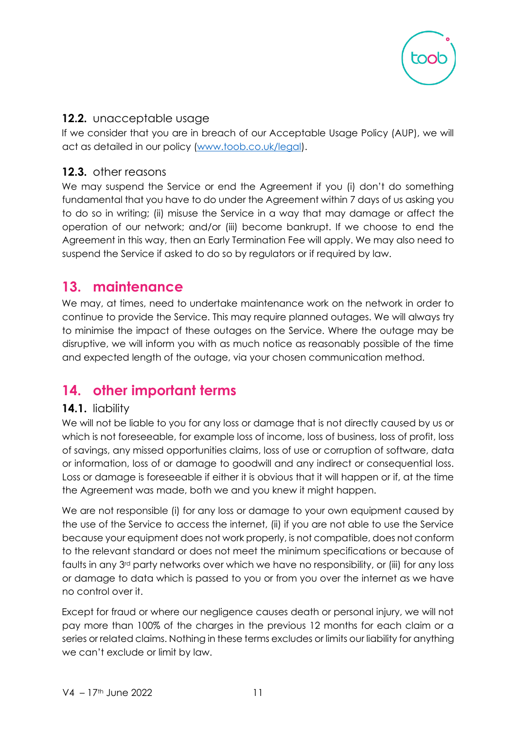### 12.2. unacceptable usage

If we consider that you are in breach of our Acceptable Usage Policy (AUP), we will act as detailed in our policy ([www.toob.co.uk/legal](www.toob.co.uk/legal)).

### 12.3. other reasons

We may suspend the Service or end the Agreement if you (i) don't do something fundamental that you have to do under the Agreement within 7 days of us asking you to do so in writing; (ii) misuse the Service in a way that may damage or affect the operation of our network; and/or (iii) become bankrupt. If we choose to end the Agreement in this way, then an Early Termination Fee will apply. We may also need to suspend the Service if asked to do so by regulators or if required by law.

## 13. maintenance

We may, at times, need to undertake maintenance work on the network in order to continue to provide the Service. This may require planned outages. We will always try to minimise the impact of these outages on the Service. Where the outage may be disruptive, we will inform you with as much notice as reasonably possible of the time and expected length of the outage, via your chosen communication method.

## 14. other important terms

### 14.1. liability

We will not be liable to you for any loss or damage that is not directly caused by us or which is not foreseeable, for example loss of income, loss of business, loss of profit, loss of savings, any missed opportunities claims, loss of use or corruption of software, data or information, loss of or damage to goodwill and any indirect or consequential loss. Loss or damage is foreseeable if either it is obvious that it will happen or if, at the time the Agreement was made, both we and you knew it might happen.

We are not responsible (i) for any loss or damage to your own equipment caused by the use of the Service to access the internet, (ii) if you are not able to use the Service because your equipment does not work properly, is not compatible, does not conform to the relevant standard or does not meet the minimum specifications or because of faults in any 3rd party networks over which we have no responsibility, or (iii) for any loss or damage to data which is passed to you or from you over the internet as we have no control over it.

Except for fraud or where our negligence causes death or personal injury, we will not pay more than 100% of the charges in the previous 12 months for each claim or a series or related claims. Nothing in these terms excludes or limits our liability for anything we can't exclude or limit by law.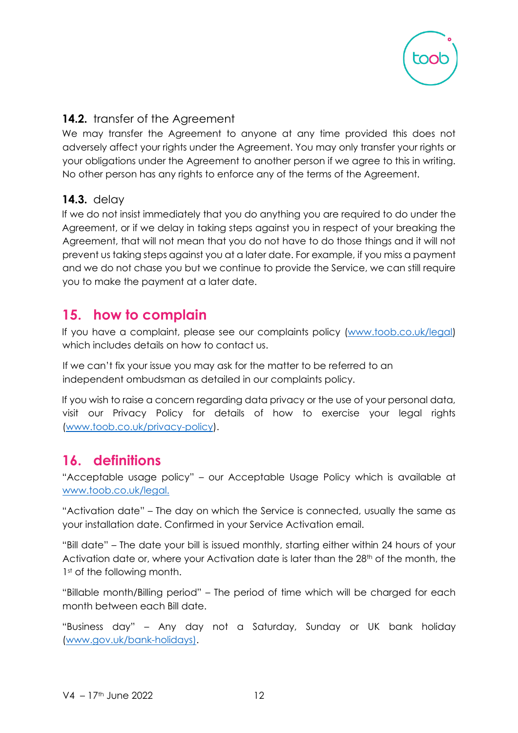### **14.2.** transfer of the Agreement

We may transfer the Agreement to anyone at any time provided this does not adversely affect your rights under the Agreement. You may only transfer your rights or your obligations under the Agreement to another person if we agree to this in writing. No other person has any rights to enforce any of the terms of the Agreement.

### **14.3.** delay

If we do not insist immediately that you do anything you are required to do under the Agreement, or if we delay in taking steps against you in respect of your breaking the Agreement, that will not mean that you do not have to do those things and it will not prevent us taking steps against you at a later date. For example, if you miss a payment and we do not chase you but we continue to provide the Service, we can still require you to make the payment at a later date.

## 15. how to complain

If you have a complaint, please see our complaints policy (www.toob.co.uk/legal) which includes details on how to contact us.

If we can't fix your issue you may ask for the matter to be referred to an independent ombudsman as detailed in our complaints policy.

If you wish to raise a concern regarding data privacy or the use of your personal data, visit our Privacy Policy for details of how to exercise your legal rights (www.toob.co.uk/privacy-policy).

## 16. definitions

"Acceptable usage policy" – our Acceptable Usage Policy which is available at www.toob.co.uk/legal.

"Activation date" – The day on which the Service is connected, usually the same as your installation date. Confirmed in your Service Activation email.

"Bill date" – The date your bill is issued monthly, starting either within 24 hours of your Activation date or, where your Activation date is later than the 28th of the month, the 1st of the following month.

"Billable month/Billing period" – The period of time which will be charged for each month between each Bill date.

"Business day" – Any day not a Saturday, Sunday or UK bank holiday (www.gov.uk/bank-holidays).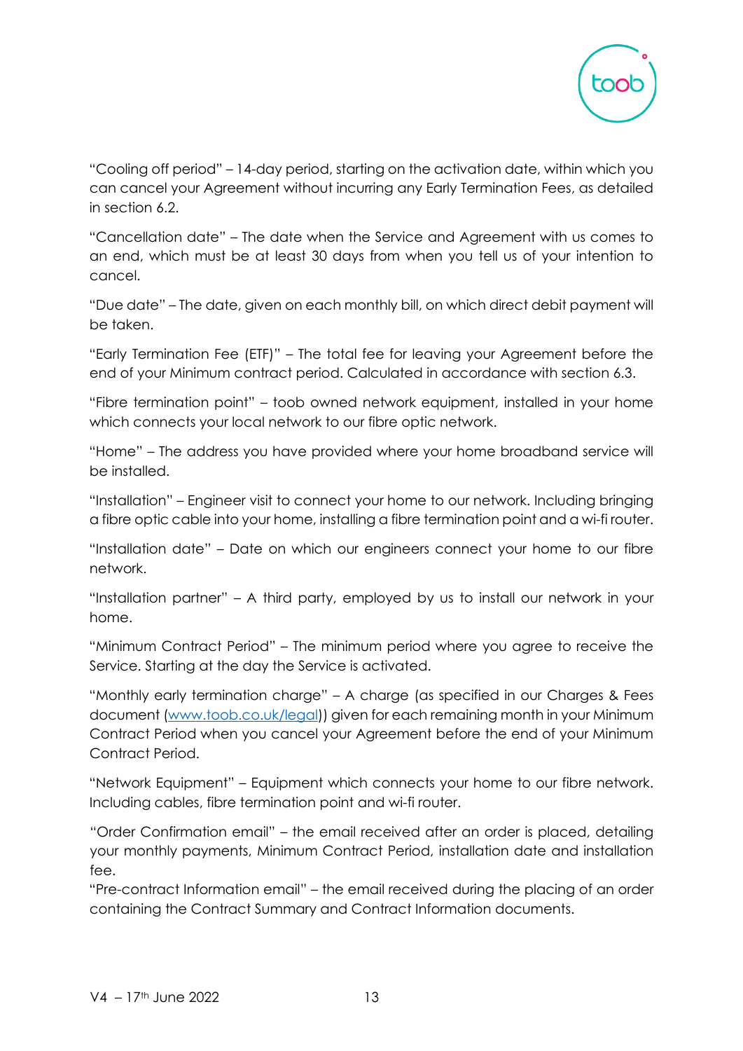“Cooling off period” – 14-day period, starting on the activation date, within which you can cancel your Agreement without incurring any Early Termination Fees, as detailed in section 6.2.

“Cancellation date” – The date when the Service and Agreement with us comes to an end, which must be at least 30 days from when you tell us of your intention to cancel.

“Due date” – The date, given on each monthly bill, on which direct debit payment will be taken.

“Early Termination Fee (ETF)” – The total fee for leaving your Agreement before the end of your Minimum contract period. Calculated in accordance with section 6.3.

“Fibre termination point” – toob owned network equipment, installed in your home which connects your local network to our fibre optic network.

“Home” – The address you have provided where your home broadband service will be installed.

“Installation” – Engineer visit to connect your home to our network. Including bringing a fibre optic cable into your home, installing a fibre termination point and a wi-fi router.

“Installation date” – Date on which our engineers connect your home to our fibre network.

“Installation partner” – A third party, employed by us to install our network in your home.

“Minimum Contract Period” – The minimum period where you agree to receive the Service. Starting at the day the Service is activated.

“Monthly early termination charge” – A charge (as specified in our Charges & Fees document ([www.toob.co.uk/legal](www.toob.co.uk/legal))) given for each remaining month in your Minimum Contract Period when you cancel your Agreement before the end of your Minimum Contract Period.

“Network Equipment” – Equipment which connects your home to our fibre network. Including cables, fibre termination point and wi-fi router.

“Order Confirmation email” – the email received after an order is placed, detailing your monthly payments, Minimum Contract Period, installation date and installation fee.

“Pre-contract Information email” – the email received during the placing of an order containing the Contract Summary and Contract Information documents.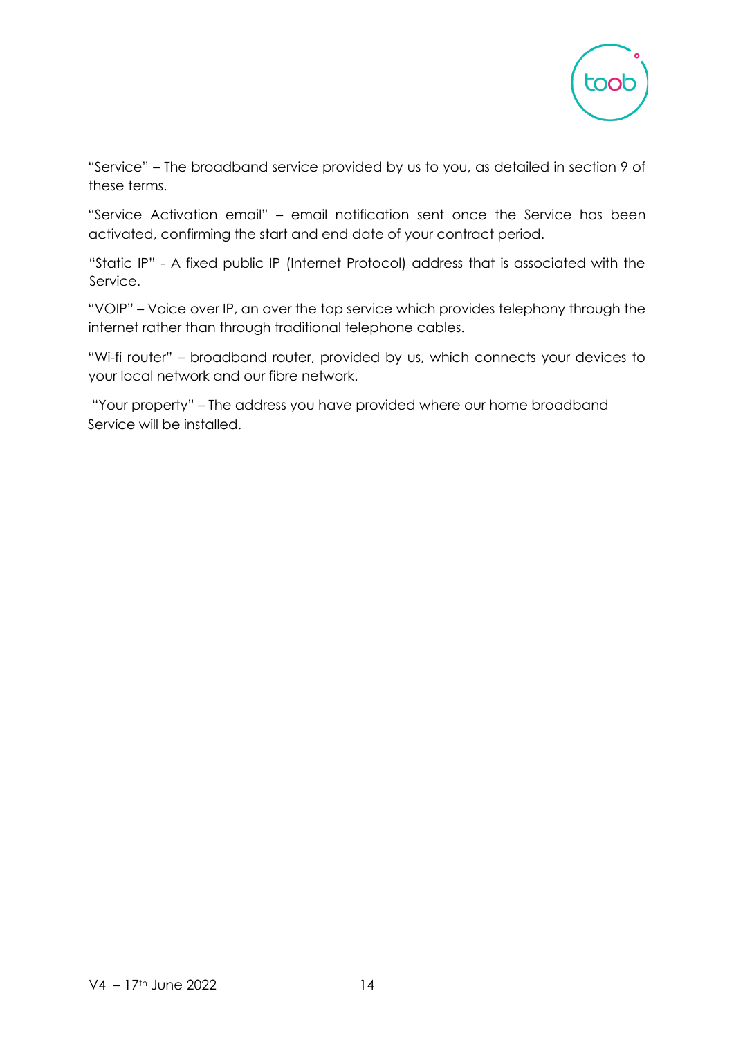"Service" – The broadband service provided by us to you, as detailed in section 9 of these terms.

"Service Activation email" – email notification sent once the Service has been activated, confirming the start and end date of your contract period.

"Static IP" - A fixed public IP (Internet Protocol) address that is associated with the Service.

"VOIP" – Voice over IP, an over the top service which provides telephony through the internet rather than through traditional telephone cables.

"Wi-fi router" – broadband router, provided by us, which connects your devices to your local network and our fibre network.

"Your property" – The address you have provided where our home broadband Service will be installed.